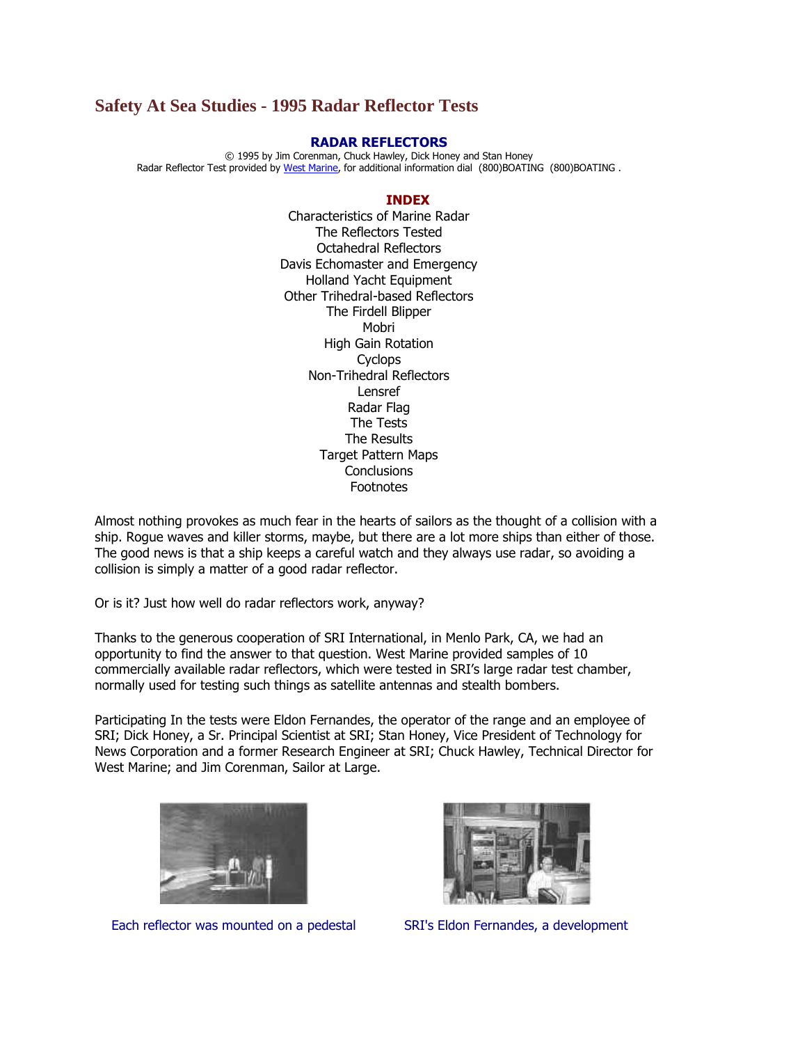# Safety At Sea Studies - 1995 Radar Reflector Tests

## RADAR REFLECTORS

© 1995 by Jim Corenman, Chuck Hawley, Dick Honey and Stan Honey
Radar Reflector Test provided by West Marine, for additional information dial (800)BOATING (800)BOATING .

### INDEX

Characteristics of Marine Radar
The Reflectors Tested
Octahedral Reflectors
Davis Echomaster and Emergency
Holland Yacht Equipment
Other Trihedral-based Reflectors
The Firdell Blipper
Mobri
High Gain Rotation
Cyclops
Non-Trihedral Reflectors
Lensref
Radar Flag
The Tests
The Results
Target Pattern Maps
Conclusions
Footnotes

Almost nothing provokes as much fear in the hearts of sailors as the thought of a collision with a ship. Rogue waves and killer storms, maybe, but there are a lot more ships than either of those. The good news is that a ship keeps a careful watch and they always use radar, so avoiding a collision is simply a matter of a good radar reflector.

Or is it? Just how well do radar reflectors work, anyway?

Thanks to the generous cooperation of SRI International, in Menlo Park, CA, we had an opportunity to find the answer to that question. West Marine provided samples of 10 commercially available radar reflectors, which were tested in SRI's large radar test chamber, normally used for testing such things as satellite antennas and stealth bombers.

Participating In the tests were Eldon Fernandes, the operator of the range and an employee of SRI; Dick Honey, a Sr. Principal Scientist at SRI; Stan Honey, Vice President of Technology for News Corporation and a former Research Engineer at SRI; Chuck Hawley, Technical Director for West Marine; and Jim Corenman, Sailor at Large.

Each reflector was mounted on a pedestal

SRI's Eldon Fernandes, a development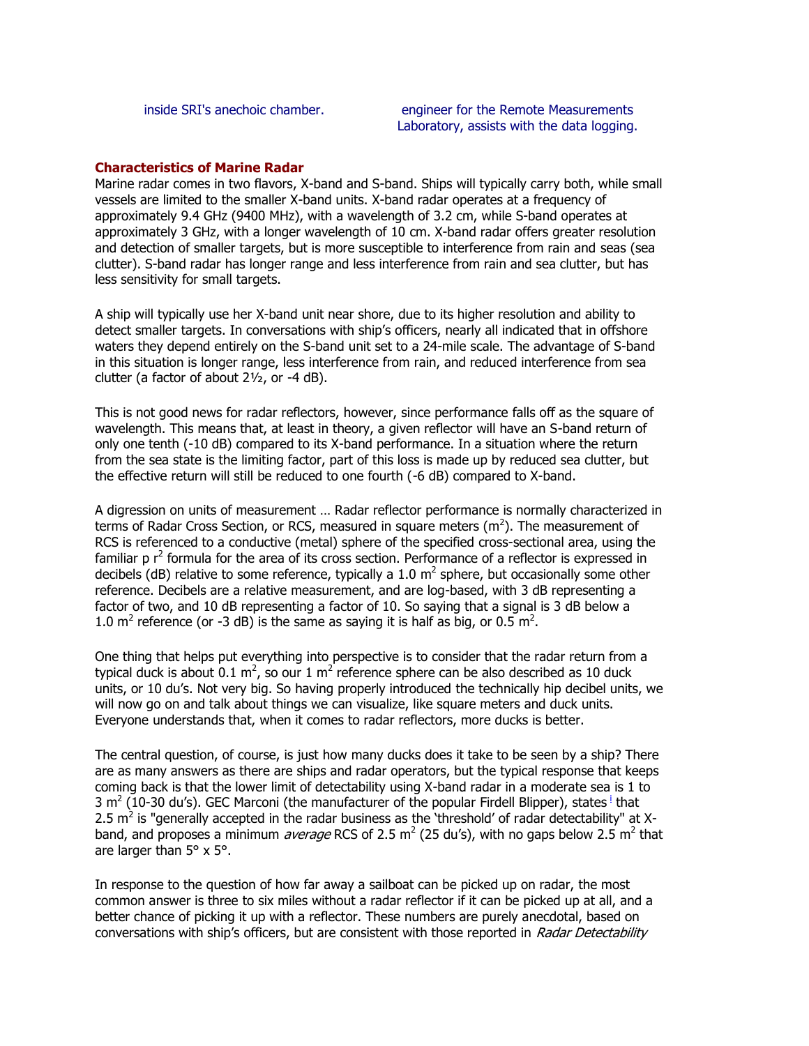inside SRI's anechoic chamber.

engineer for the Remote Measurements Laboratory, assists with the data logging.

**Characteristics of Marine Radar**

Marine radar comes in two flavors, X-band and S-band. Ships will typically carry both, while small vessels are limited to the smaller X-band units. X-band radar operates at a frequency of approximately 9.4 GHz (9400 MHz), with a wavelength of 3.2 cm, while S-band operates at approximately 3 GHz, with a longer wavelength of 10 cm. X-band radar offers greater resolution and detection of smaller targets, but is more susceptible to interference from rain and seas (sea clutter). S-band radar has longer range and less interference from rain and sea clutter, but has less sensitivity for small targets.

A ship will typically use her X-band unit near shore, due to its higher resolution and ability to detect smaller targets. In conversations with ship's officers, nearly all indicated that in offshore waters they depend entirely on the S-band unit set to a 24-mile scale. The advantage of S-band in this situation is longer range, less interference from rain, and reduced interference from sea clutter (a factor of about 2½, or -4 dB).

This is not good news for radar reflectors, however, since performance falls off as the square of wavelength. This means that, at least in theory, a given reflector will have an S-band return of only one tenth (-10 dB) compared to its X-band performance. In a situation where the return from the sea state is the limiting factor, part of this loss is made up by reduced sea clutter, but the effective return will still be reduced to one fourth (-6 dB) compared to X-band.

A digression on units of measurement … Radar reflector performance is normally characterized in terms of Radar Cross Section, or RCS, measured in square meters ($m^2$). The measurement of RCS is referenced to a conductive (metal) sphere of the specified cross-sectional area, using the familiar p $r^2$ formula for the area of its cross section. Performance of a reflector is expressed in decibels (dB) relative to some reference, typically a 1.0 $m^2$ sphere, but occasionally some other reference. Decibels are a relative measurement, and are log-based, with 3 dB representing a factor of two, and 10 dB representing a factor of 10. So saying that a signal is 3 dB below a 1.0 $m^2$ reference (or -3 dB) is the same as saying it is half as big, or 0.5 $m^2$.

One thing that helps put everything into perspective is to consider that the radar return from a typical duck is about 0.1 $m^2$, so our 1 $m^2$ reference sphere can be also described as 10 duck units, or 10 du's. Not very big. So having properly introduced the technically hip decibel units, we will now go on and talk about things we can visualize, like square meters and duck units. Everyone understands that, when it comes to radar reflectors, more ducks is better.

The central question, of course, is just how many ducks does it take to be seen by a ship? There are as many answers as there are ships and radar operators, but the typical response that keeps coming back is that the lower limit of detectability using X-band radar in a moderate sea is 1 to 3 $m^2$ (10-30 du's). GEC Marconi (the manufacturer of the popular Firdell Blipper), states [i] that 2.5 $m^2$ is "generally accepted in the radar business as the 'threshold' of radar detectability" at X-band, and proposes a minimum *average* RCS of 2.5 $m^2$ (25 du's), with no gaps below 2.5 $m^2$ that are larger than 5° x 5°.

In response to the question of how far away a sailboat can be picked up on radar, the most common answer is three to six miles without a radar reflector if it can be picked up at all, and a better chance of picking it up with a reflector. These numbers are purely anecdotal, based on conversations with ship's officers, but are consistent with those reported in *Radar Detectability*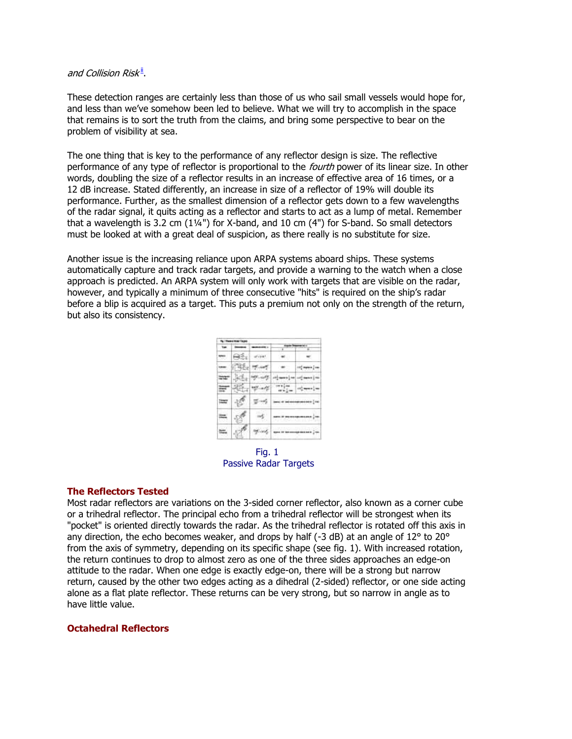*and Collision Risk*[ii].

These detection ranges are certainly less than those of us who sail small vessels would hope for, and less than we've somehow been led to believe. What we will try to accomplish in the space that remains is to sort the truth from the claims, and bring some perspective to bear on the problem of visibility at sea.

The one thing that is key to the performance of any reflector design is size. The reflective performance of any type of reflector is proportional to the *fourth* power of its linear size. In other words, doubling the size of a reflector results in an increase of effective area of 16 times, or a 12 dB increase. Stated differently, an increase in size of a reflector of 19% will double its performance. Further, as the smallest dimension of a reflector gets down to a few wavelengths of the radar signal, it quits acting as a reflector and starts to act as a lump of metal. Remember that a wavelength is 3.2 cm (1¼") for X-band, and 10 cm (4") for S-band. So small detectors must be looked at with a great deal of suspicion, as there really is no substitute for size.

Another issue is the increasing reliance upon ARPA systems aboard ships. These systems automatically capture and track radar targets, and provide a warning to the watch when a close approach is predicted. An ARPA system will only work with targets that are visible on the radar, however, and typically a minimum of three consecutive "hits" is required on the ship's radar before a blip is acquired as a target. This puts a premium not only on the strength of the return, but also its consistency.

Fig. 1
Passive Radar Targets

### The Reflectors Tested

Most radar reflectors are variations on the 3-sided corner reflector, also known as a corner cube or a trihedral reflector. The principal echo from a trihedral reflector will be strongest when its "pocket" is oriented directly towards the radar. As the trihedral reflector is rotated off this axis in any direction, the echo becomes weaker, and drops by half (-3 dB) at an angle of 12° to 20° from the axis of symmetry, depending on its specific shape (see fig. 1). With increased rotation, the return continues to drop to almost zero as one of the three sides approaches an edge-on attitude to the radar. When one edge is exactly edge-on, there will be a strong but narrow return, caused by the other two edges acting as a dihedral (2-sided) reflector, or one side acting alone as a flat plate reflector. These returns can be very strong, but so narrow in angle as to have little value.

### Octahedral Reflectors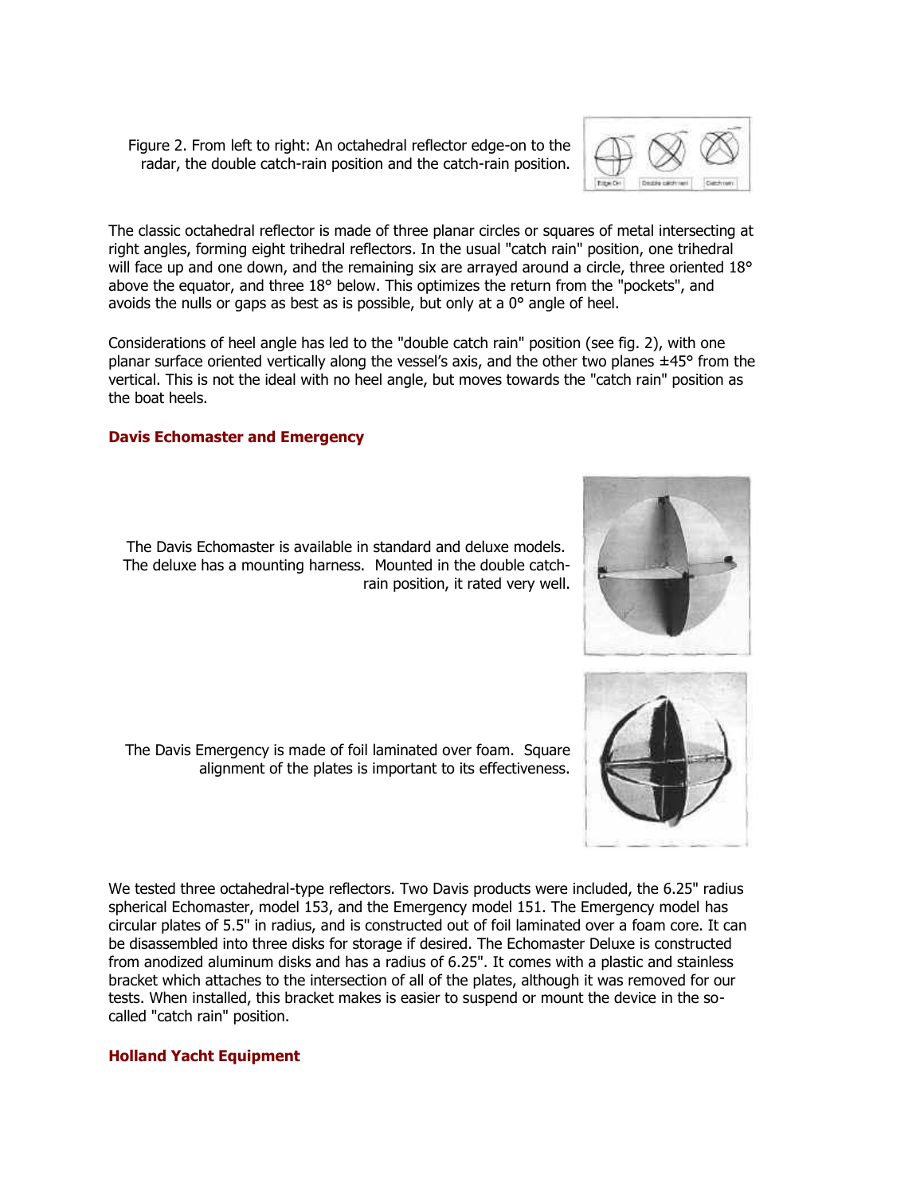Figure 2. From left to right: An octahedral reflector edge-on to the radar, the double catch-rain position and the catch-rain position.

The classic octahedral reflector is made of three planar circles or squares of metal intersecting at right angles, forming eight trihedral reflectors. In the usual "catch rain" position, one trihedral will face up and one down, and the remaining six are arrayed around a circle, three oriented 18° above the equator, and three 18° below. This optimizes the return from the "pockets", and avoids the nulls or gaps as best as is possible, but only at a 0° angle of heel.

Considerations of heel angle has led to the "double catch rain" position (see fig. 2), with one planar surface oriented vertically along the vessel's axis, and the other two planes ±45° from the vertical. This is not the ideal with no heel angle, but moves towards the "catch rain" position as the boat heels.

### Davis Echomaster and Emergency

The Davis Echomaster is available in standard and deluxe models. The deluxe has a mounting harness. Mounted in the double catch-rain position, it rated very well.

The Davis Emergency is made of foil laminated over foam. Square alignment of the plates is important to its effectiveness.

We tested three octahedral-type reflectors. Two Davis products were included, the 6.25" radius spherical Echomaster, model 153, and the Emergency model 151. The Emergency model has circular plates of 5.5" in radius, and is constructed out of foil laminated over a foam core. It can be disassembled into three disks for storage if desired. The Echomaster Deluxe is constructed from anodized aluminum disks and has a radius of 6.25". It comes with a plastic and stainless bracket which attaches to the intersection of all of the plates, although it was removed for our tests. When installed, this bracket makes is easier to suspend or mount the device in the so-called "catch rain" position.

### Holland Yacht Equipment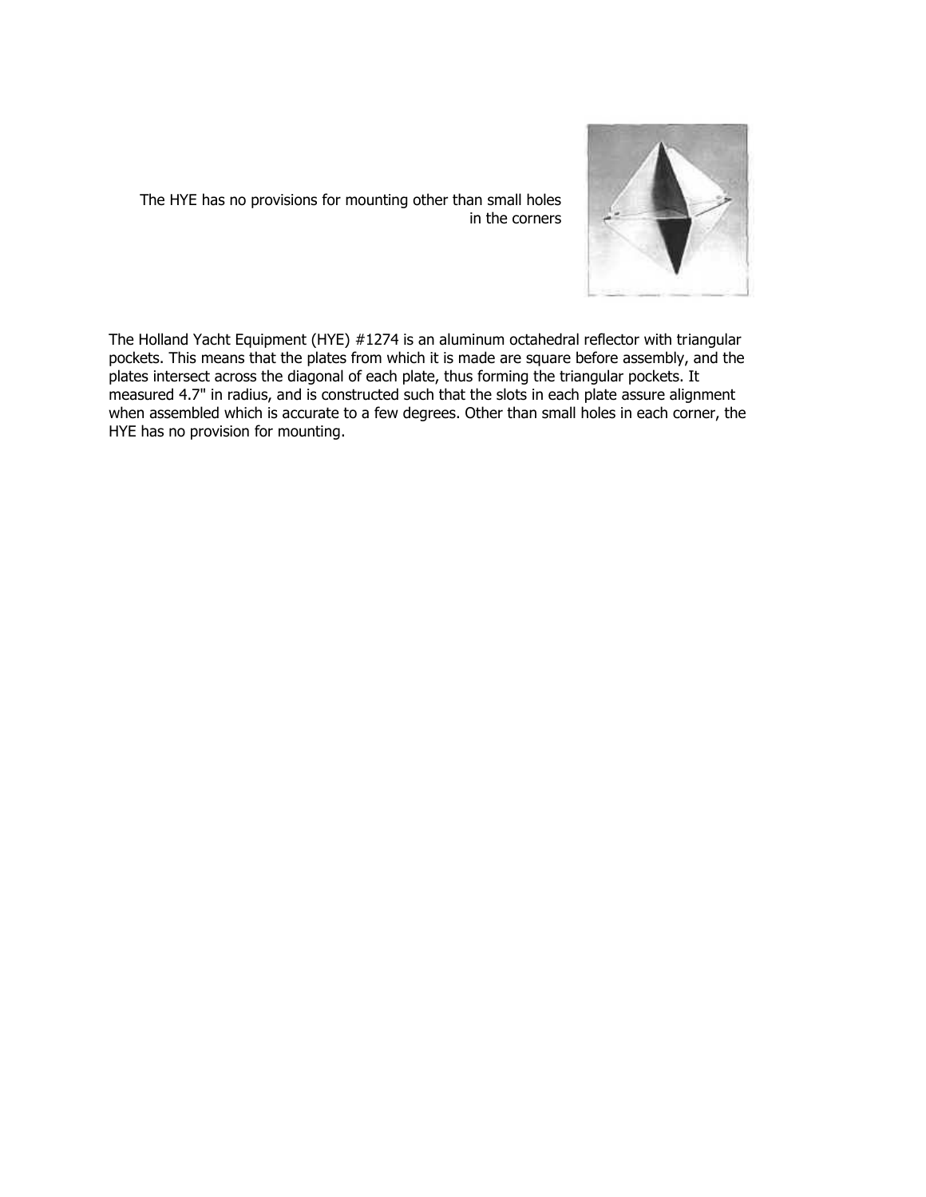The HYE has no provisions for mounting other than small holes in the corners

The Holland Yacht Equipment (HYE) #1274 is an aluminum octahedral reflector with triangular pockets. This means that the plates from which it is made are square before assembly, and the plates intersect across the diagonal of each plate, thus forming the triangular pockets. It measured 4.7" in radius, and is constructed such that the slots in each plate assure alignment when assembled which is accurate to a few degrees. Other than small holes in each corner, the HYE has no provision for mounting.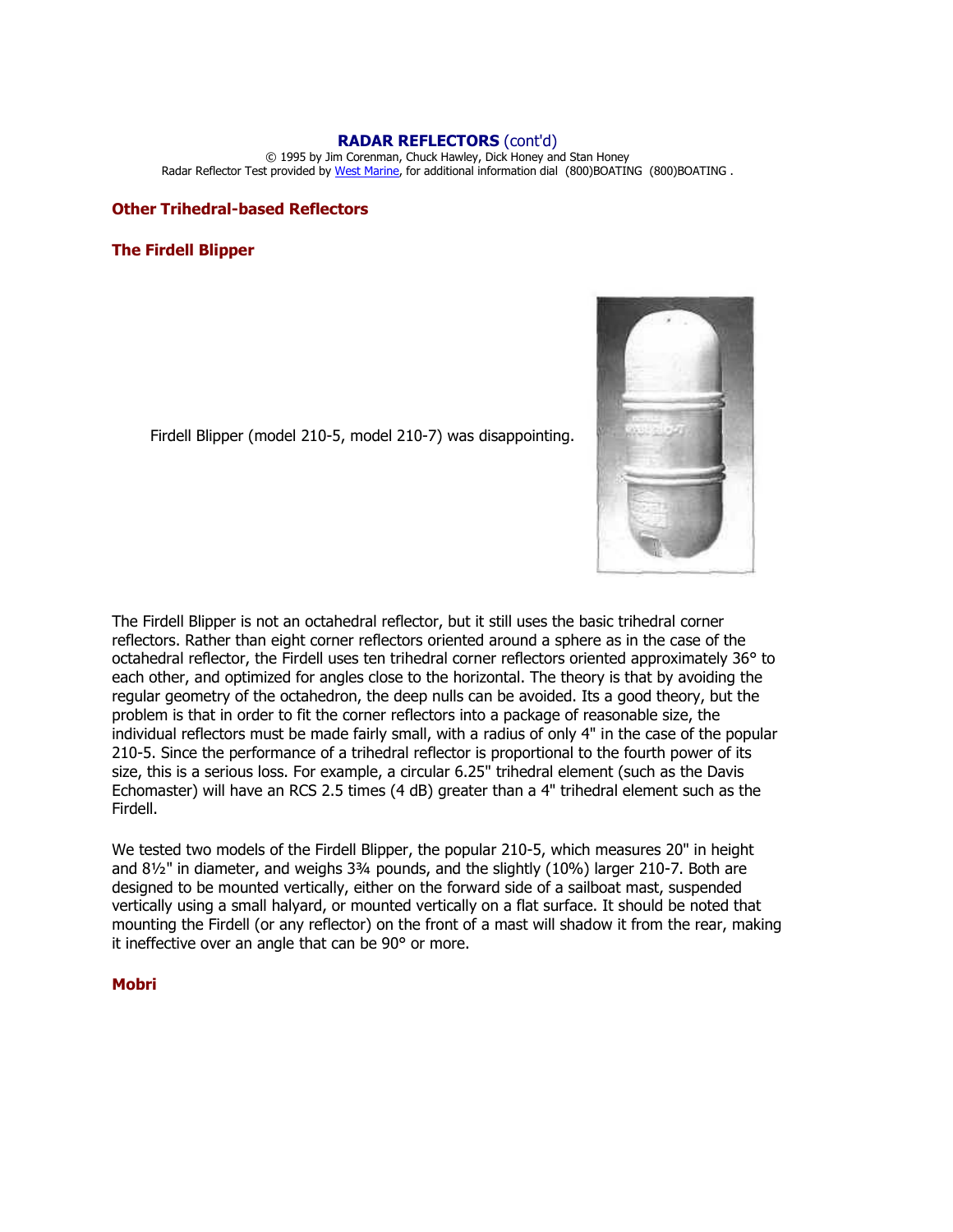**RADAR REFLECTORS** (cont'd)

© 1995 by Jim Corenman, Chuck Hawley, Dick Honey and Stan Honey

Radar Reflector Test provided by West Marine, for additional information dial (800)BOATING (800)BOATING .

## Other Trihedral-based Reflectors

### The Firdell Blipper

Firdell Blipper (model 210-5, model 210-7) was disappointing.

The Firdell Blipper is not an octahedral reflector, but it still uses the basic trihedral corner reflectors. Rather than eight corner reflectors oriented around a sphere as in the case of the octahedral reflector, the Firdell uses ten trihedral corner reflectors oriented approximately 36° to each other, and optimized for angles close to the horizontal. The theory is that by avoiding the regular geometry of the octahedron, the deep nulls can be avoided. Its a good theory, but the problem is that in order to fit the corner reflectors into a package of reasonable size, the individual reflectors must be made fairly small, with a radius of only 4" in the case of the popular 210-5. Since the performance of a trihedral reflector is proportional to the fourth power of its size, this is a serious loss. For example, a circular 6.25" trihedral element (such as the Davis Echomaster) will have an RCS 2.5 times (4 dB) greater than a 4" trihedral element such as the Firdell.

We tested two models of the Firdell Blipper, the popular 210-5, which measures 20" in height and 8½" in diameter, and weighs 3¾ pounds, and the slightly (10%) larger 210-7. Both are designed to be mounted vertically, either on the forward side of a sailboat mast, suspended vertically using a small halyard, or mounted vertically on a flat surface. It should be noted that mounting the Firdell (or any reflector) on the front of a mast will shadow it from the rear, making it ineffective over an angle that can be 90° or more.

### Mobri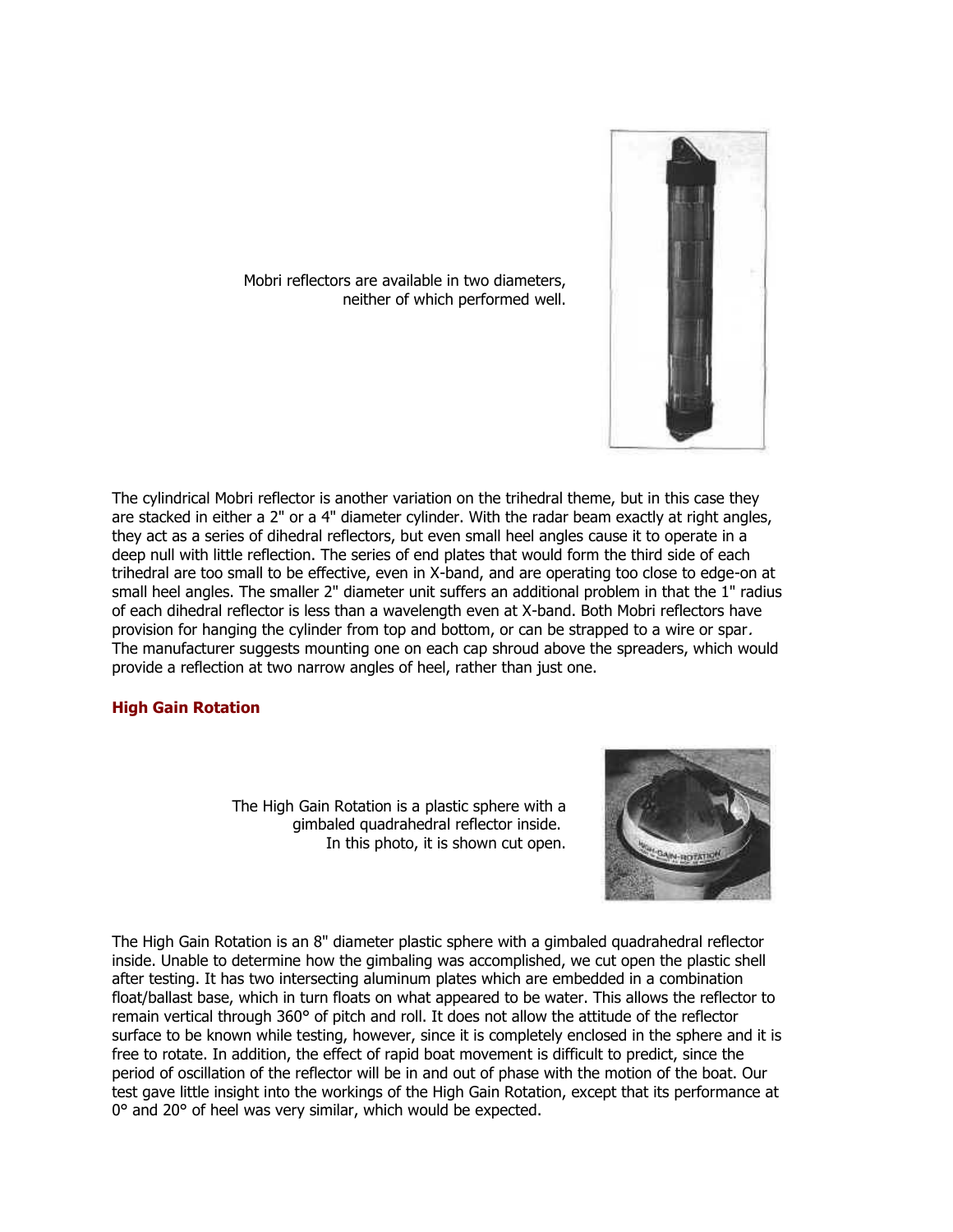Mobri reflectors are available in two diameters, neither of which performed well.

The cylindrical Mobri reflector is another variation on the trihedral theme, but in this case they are stacked in either a 2" or a 4" diameter cylinder. With the radar beam exactly at right angles, they act as a series of dihedral reflectors, but even small heel angles cause it to operate in a deep null with little reflection. The series of end plates that would form the third side of each trihedral are too small to be effective, even in X-band, and are operating too close to edge-on at small heel angles. The smaller 2" diameter unit suffers an additional problem in that the 1" radius of each dihedral reflector is less than a wavelength even at X-band. Both Mobri reflectors have provision for hanging the cylinder from top and bottom, or can be strapped to a wire or spar. The manufacturer suggests mounting one on each cap shroud above the spreaders, which would provide a reflection at two narrow angles of heel, rather than just one.

### High Gain Rotation

The High Gain Rotation is a plastic sphere with a gimbaled quadrahedral reflector inside. In this photo, it is shown cut open.

The High Gain Rotation is an 8" diameter plastic sphere with a gimbaled quadrahedral reflector inside. Unable to determine how the gimbaling was accomplished, we cut open the plastic shell after testing. It has two intersecting aluminum plates which are embedded in a combination float/ballast base, which in turn floats on what appeared to be water. This allows the reflector to remain vertical through 360° of pitch and roll. It does not allow the attitude of the reflector surface to be known while testing, however, since it is completely enclosed in the sphere and it is free to rotate. In addition, the effect of rapid boat movement is difficult to predict, since the period of oscillation of the reflector will be in and out of phase with the motion of the boat. Our test gave little insight into the workings of the High Gain Rotation, except that its performance at 0° and 20° of heel was very similar, which would be expected.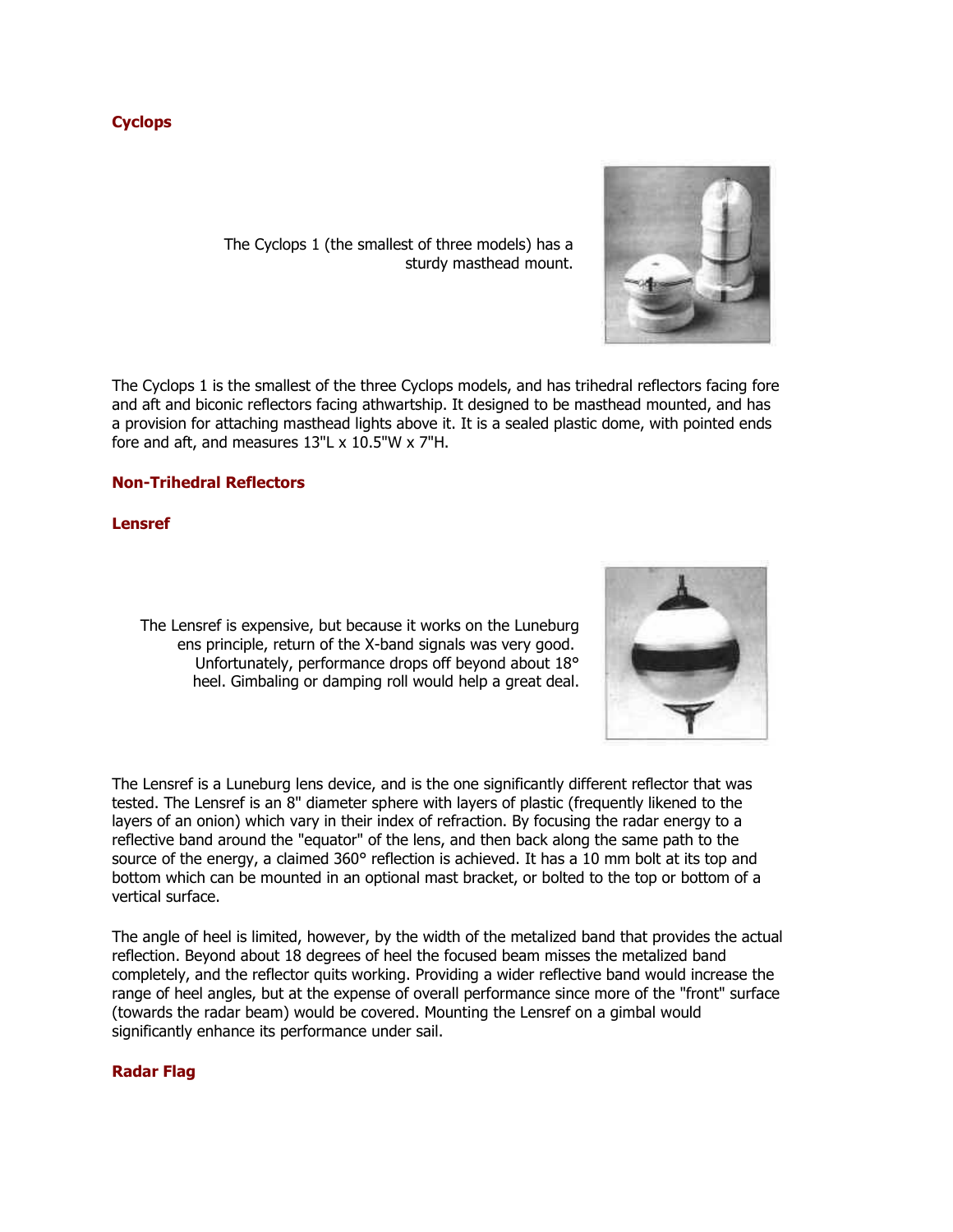### Cyclops

The Cyclops 1 (the smallest of three models) has a sturdy masthead mount.

The Cyclops 1 is the smallest of the three Cyclops models, and has trihedral reflectors facing fore and aft and biconic reflectors facing athwartship. It designed to be masthead mounted, and has a provision for attaching masthead lights above it. It is a sealed plastic dome, with pointed ends fore and aft, and measures 13"L x 10.5"W x 7"H.

### Non-Trihedral Reflectors

### Lensref

The Lensref is expensive, but because it works on the Luneburg ens principle, return of the X-band signals was very good. Unfortunately, performance drops off beyond about 18° heel. Gimbaling or damping roll would help a great deal.

The Lensref is a Luneburg lens device, and is the one significantly different reflector that was tested. The Lensref is an 8" diameter sphere with layers of plastic (frequently likened to the layers of an onion) which vary in their index of refraction. By focusing the radar energy to a reflective band around the "equator" of the lens, and then back along the same path to the source of the energy, a claimed 360° reflection is achieved. It has a 10 mm bolt at its top and bottom which can be mounted in an optional mast bracket, or bolted to the top or bottom of a vertical surface.

The angle of heel is limited, however, by the width of the metalized band that provides the actual reflection. Beyond about 18 degrees of heel the focused beam misses the metalized band completely, and the reflector quits working. Providing a wider reflective band would increase the range of heel angles, but at the expense of overall performance since more of the "front" surface (towards the radar beam) would be covered. Mounting the Lensref on a gimbal would significantly enhance its performance under sail.

### Radar Flag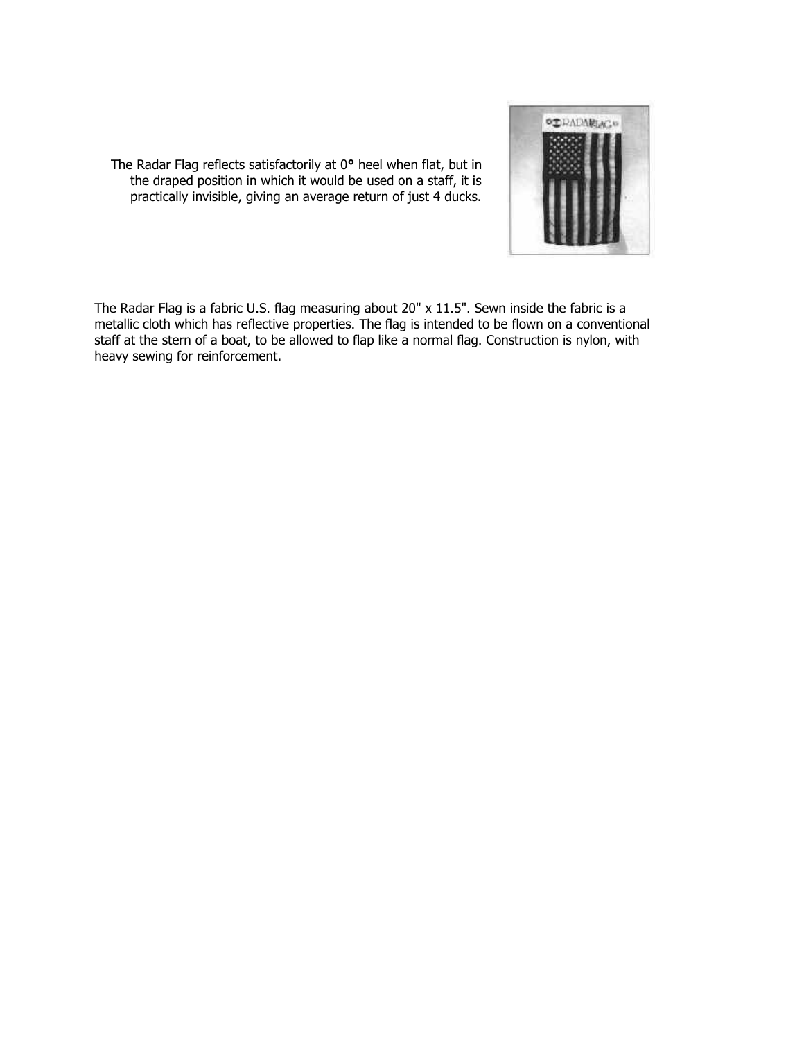The Radar Flag reflects satisfactorily at 0° heel when flat, but in the draped position in which it would be used on a staff, it is practically invisible, giving an average return of just 4 ducks.

The Radar Flag is a fabric U.S. flag measuring about 20" x 11.5". Sewn inside the fabric is a metallic cloth which has reflective properties. The flag is intended to be flown on a conventional staff at the stern of a boat, to be allowed to flap like a normal flag. Construction is nylon, with heavy sewing for reinforcement.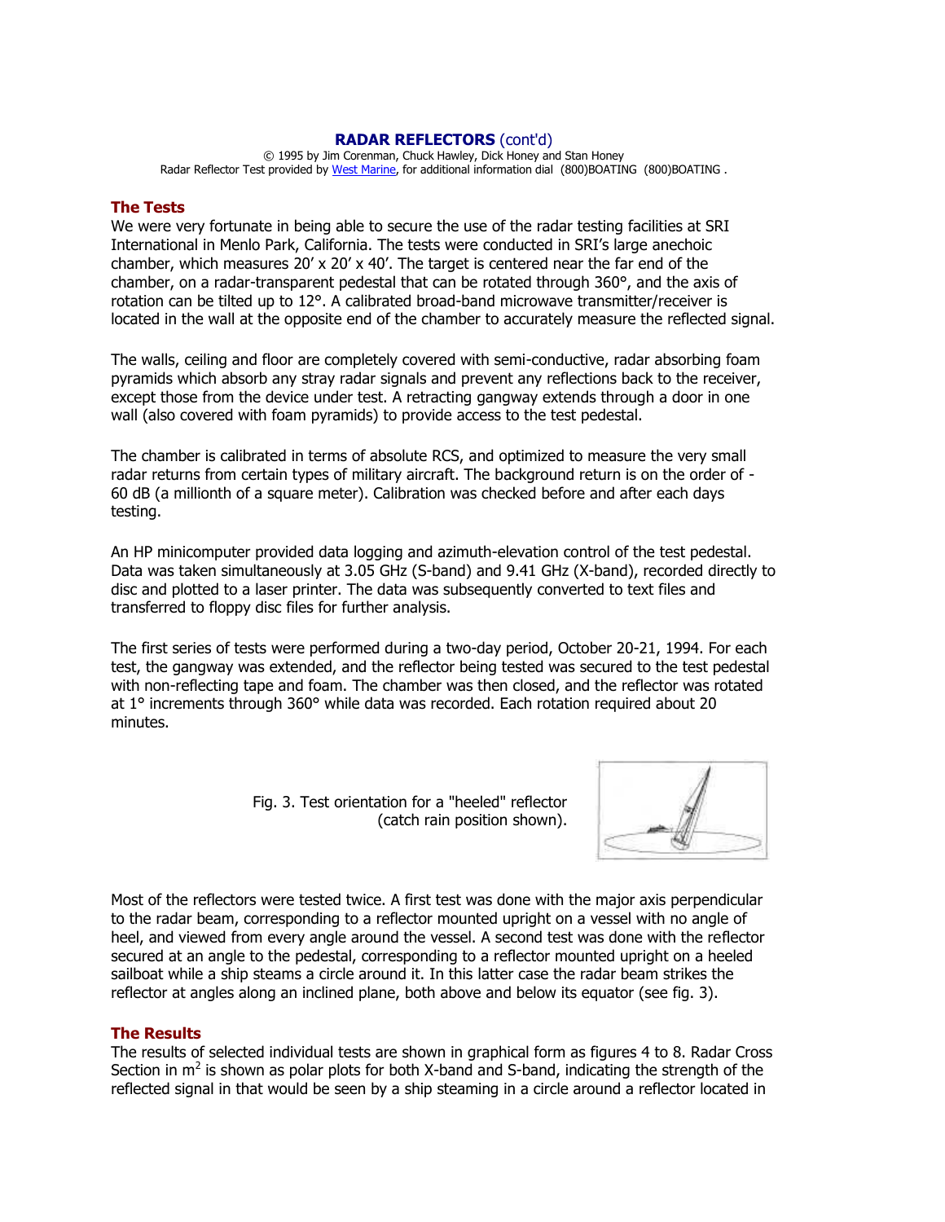## RADAR REFLECTORS (cont'd)

© 1995 by Jim Corenman, Chuck Hawley, Dick Honey and Stan Honey
Radar Reflector Test provided by West Marine, for additional information dial (800)BOATING (800)BOATING .

### The Tests

We were very fortunate in being able to secure the use of the radar testing facilities at SRI International in Menlo Park, California. The tests were conducted in SRI's large anechoic chamber, which measures 20' x 20' x 40'. The target is centered near the far end of the chamber, on a radar-transparent pedestal that can be rotated through 360°, and the axis of rotation can be tilted up to 12°. A calibrated broad-band microwave transmitter/receiver is located in the wall at the opposite end of the chamber to accurately measure the reflected signal.

The walls, ceiling and floor are completely covered with semi-conductive, radar absorbing foam pyramids which absorb any stray radar signals and prevent any reflections back to the receiver, except those from the device under test. A retracting gangway extends through a door in one wall (also covered with foam pyramids) to provide access to the test pedestal.

The chamber is calibrated in terms of absolute RCS, and optimized to measure the very small radar returns from certain types of military aircraft. The background return is on the order of -60 dB (a millionth of a square meter). Calibration was checked before and after each days testing.

An HP minicomputer provided data logging and azimuth-elevation control of the test pedestal. Data was taken simultaneously at 3.05 GHz (S-band) and 9.41 GHz (X-band), recorded directly to disc and plotted to a laser printer. The data was subsequently converted to text files and transferred to floppy disc files for further analysis.

The first series of tests were performed during a two-day period, October 20-21, 1994. For each test, the gangway was extended, and the reflector being tested was secured to the test pedestal with non-reflecting tape and foam. The chamber was then closed, and the reflector was rotated at 1° increments through 360° while data was recorded. Each rotation required about 20 minutes.

Fig. 3. Test orientation for a "heeled" reflector (catch rain position shown).

Most of the reflectors were tested twice. A first test was done with the major axis perpendicular to the radar beam, corresponding to a reflector mounted upright on a vessel with no angle of heel, and viewed from every angle around the vessel. A second test was done with the reflector secured at an angle to the pedestal, corresponding to a reflector mounted upright on a heeled sailboat while a ship steams a circle around it. In this latter case the radar beam strikes the reflector at angles along an inclined plane, both above and below its equator (see fig. 3).

### The Results

The results of selected individual tests are shown in graphical form as figures 4 to 8. Radar Cross Section in $m^2$ is shown as polar plots for both X-band and S-band, indicating the strength of the reflected signal in that would be seen by a ship steaming in a circle around a reflector located in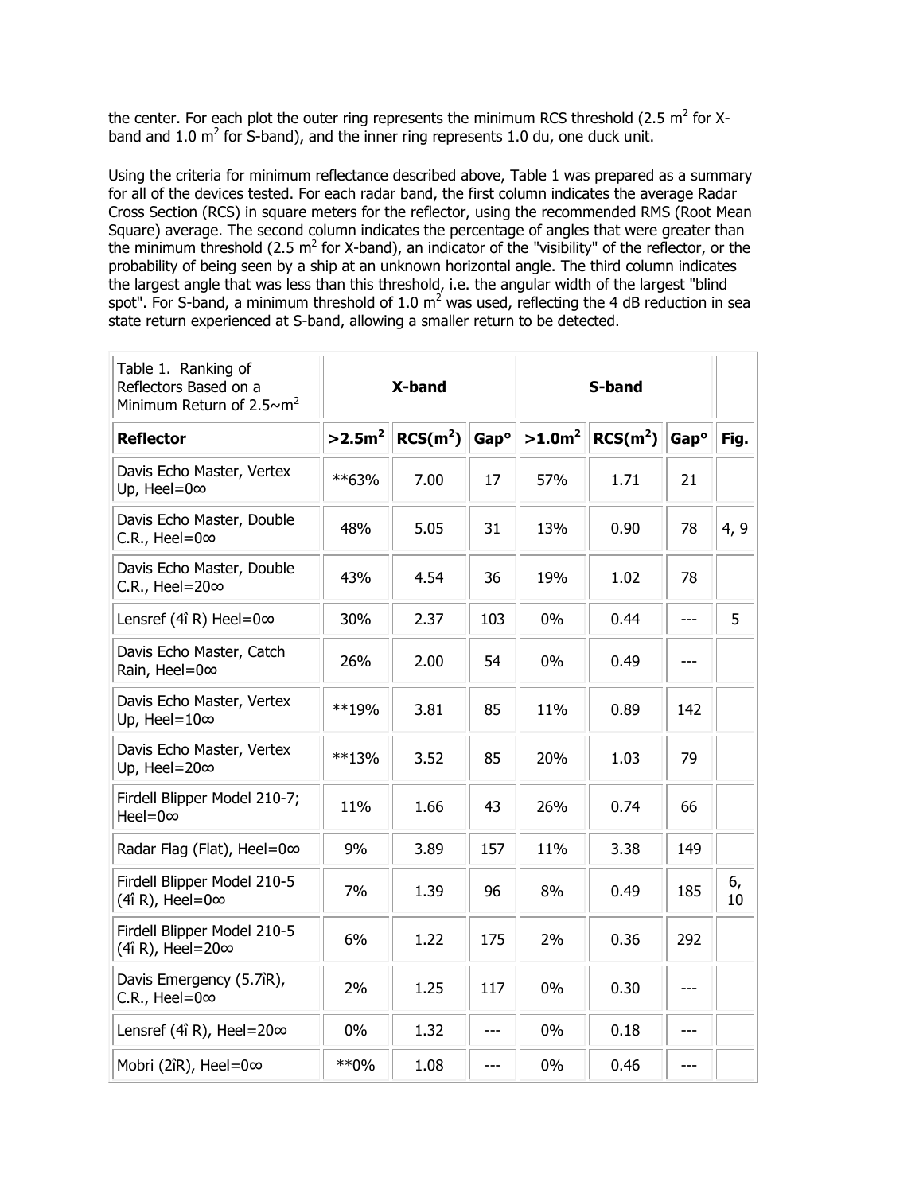the center. For each plot the outer ring represents the minimum RCS threshold (2.5 $m^2$ for X-band and 1.0 $m^2$ for S-band), and the inner ring represents 1.0 du, one duck unit.

Using the criteria for minimum reflectance described above, Table 1 was prepared as a summary for all of the devices tested. For each radar band, the first column indicates the average Radar Cross Section (RCS) in square meters for the reflector, using the recommended RMS (Root Mean Square) average. The second column indicates the percentage of angles that were greater than the minimum threshold (2.5 $m^2$ for X-band), an indicator of the "visibility" of the reflector, or the probability of being seen by a ship at an unknown horizontal angle. The third column indicates the largest angle that was less than this threshold, i.e. the angular width of the largest "blind spot". For S-band, a minimum threshold of 1.0 $m^2$ was used, reflecting the 4 dB reduction in sea state return experienced at S-band, allowing a smaller return to be detected.

| Table 1. Ranking of Reflectors Based on a Minimum Return of 2.5~$m^2$ | X-band | | | S-band | | | |
|---|---|---|---|---|---|---|---|
| **Reflector** | **>2.5$m^2$** | **RCS($m^2$)** | **Gap°** | **>1.0$m^2$** | **RCS($m^2$)** | **Gap°** | **Fig.** |
| Davis Echo Master, Vertex Up, Heel=0∞ | **63% | 7.00 | 17 | 57% | 1.71 | 21 | |
| Davis Echo Master, Double C.R., Heel=0∞ | 48% | 5.05 | 31 | 13% | 0.90 | 78 | 4, 9 |
| Davis Echo Master, Double C.R., Heel=20∞ | 43% | 4.54 | 36 | 19% | 1.02 | 78 | |
| Lensref (4î R) Heel=0∞ | 30% | 2.37 | 103 | 0% | 0.44 | --- | 5 |
| Davis Echo Master, Catch Rain, Heel=0∞ | 26% | 2.00 | 54 | 0% | 0.49 | --- | |
| Davis Echo Master, Vertex Up, Heel=10∞ | **19% | 3.81 | 85 | 11% | 0.89 | 142 | |
| Davis Echo Master, Vertex Up, Heel=20∞ | **13% | 3.52 | 85 | 20% | 1.03 | 79 | |
| Firdell Blipper Model 210-7; Heel=0∞ | 11% | 1.66 | 43 | 26% | 0.74 | 66 | |
| Radar Flag (Flat), Heel=0∞ | 9% | 3.89 | 157 | 11% | 3.38 | 149 | |
| Firdell Blipper Model 210-5 (4î R), Heel=0∞ | 7% | 1.39 | 96 | 8% | 0.49 | 185 | 6, 10 |
| Firdell Blipper Model 210-5 (4î R), Heel=20∞ | 6% | 1.22 | 175 | 2% | 0.36 | 292 | |
| Davis Emergency (5.7îR), C.R., Heel=0∞ | 2% | 1.25 | 117 | 0% | 0.30 | --- | |
| Lensref (4î R), Heel=20∞ | 0% | 1.32 | --- | 0% | 0.18 | --- | |
| Mobri (2îR), Heel=0∞ | **0% | 1.08 | --- | 0% | 0.46 | --- | |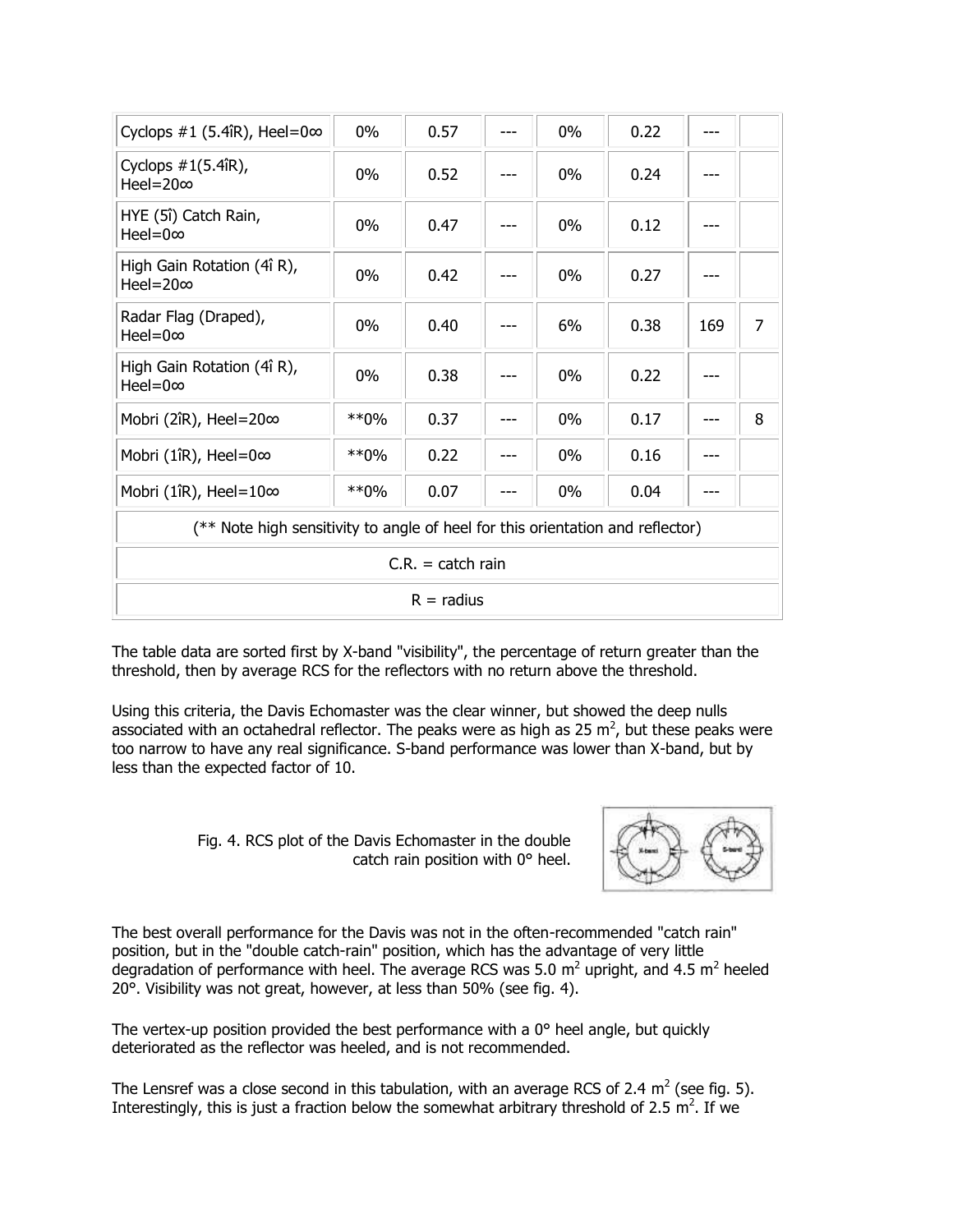| | | | | | | | |
|---|---|---|---|---|---|---|---|
| Cyclops #1 (5.4îR), Heel=0∞ | 0% | 0.57 | --- | 0% | 0.22 | --- | |
| Cyclops #1(5.4îR), Heel=20∞ | 0% | 0.52 | --- | 0% | 0.24 | --- | |
| HYE (5î) Catch Rain, Heel=0∞ | 0% | 0.47 | --- | 0% | 0.12 | --- | |
| High Gain Rotation (4î R), Heel=20∞ | 0% | 0.42 | --- | 0% | 0.27 | --- | |
| Radar Flag (Draped), Heel=0∞ | 0% | 0.40 | --- | 6% | 0.38 | 169 | 7 |
| High Gain Rotation (4î R), Heel=0∞ | 0% | 0.38 | --- | 0% | 0.22 | --- | |
| Mobri (2îR), Heel=20∞ | **0% | 0.37 | --- | 0% | 0.17 | --- | 8 |
| Mobri (1îR), Heel=0∞ | **0% | 0.22 | --- | 0% | 0.16 | --- | |
| Mobri (1îR), Heel=10∞ | **0% | 0.07 | --- | 0% | 0.04 | --- | |
| (** Note high sensitivity to angle of heel for this orientation and reflector) | | | | | | | |
| C.R. = catch rain | | | | | | | |
| R = radius | | | | | | | |

The table data are sorted first by X-band "visibility", the percentage of return greater than the threshold, then by average RCS for the reflectors with no return above the threshold.

Using this criteria, the Davis Echomaster was the clear winner, but showed the deep nulls associated with an octahedral reflector. The peaks were as high as 25 $m^2$, but these peaks were too narrow to have any real significance. S-band performance was lower than X-band, but by less than the expected factor of 10.

Fig. 4. RCS plot of the Davis Echomaster in the double catch rain position with 0° heel.

The best overall performance for the Davis was not in the often-recommended "catch rain" position, but in the "double catch-rain" position, which has the advantage of very little degradation of performance with heel. The average RCS was 5.0 $m^2$ upright, and 4.5 $m^2$ heeled 20°. Visibility was not great, however, at less than 50% (see fig. 4).

The vertex-up position provided the best performance with a 0° heel angle, but quickly deteriorated as the reflector was heeled, and is not recommended.

The Lensref was a close second in this tabulation, with an average RCS of 2.4 $m^2$ (see fig. 5). Interestingly, this is just a fraction below the somewhat arbitrary threshold of 2.5 $m^2$. If we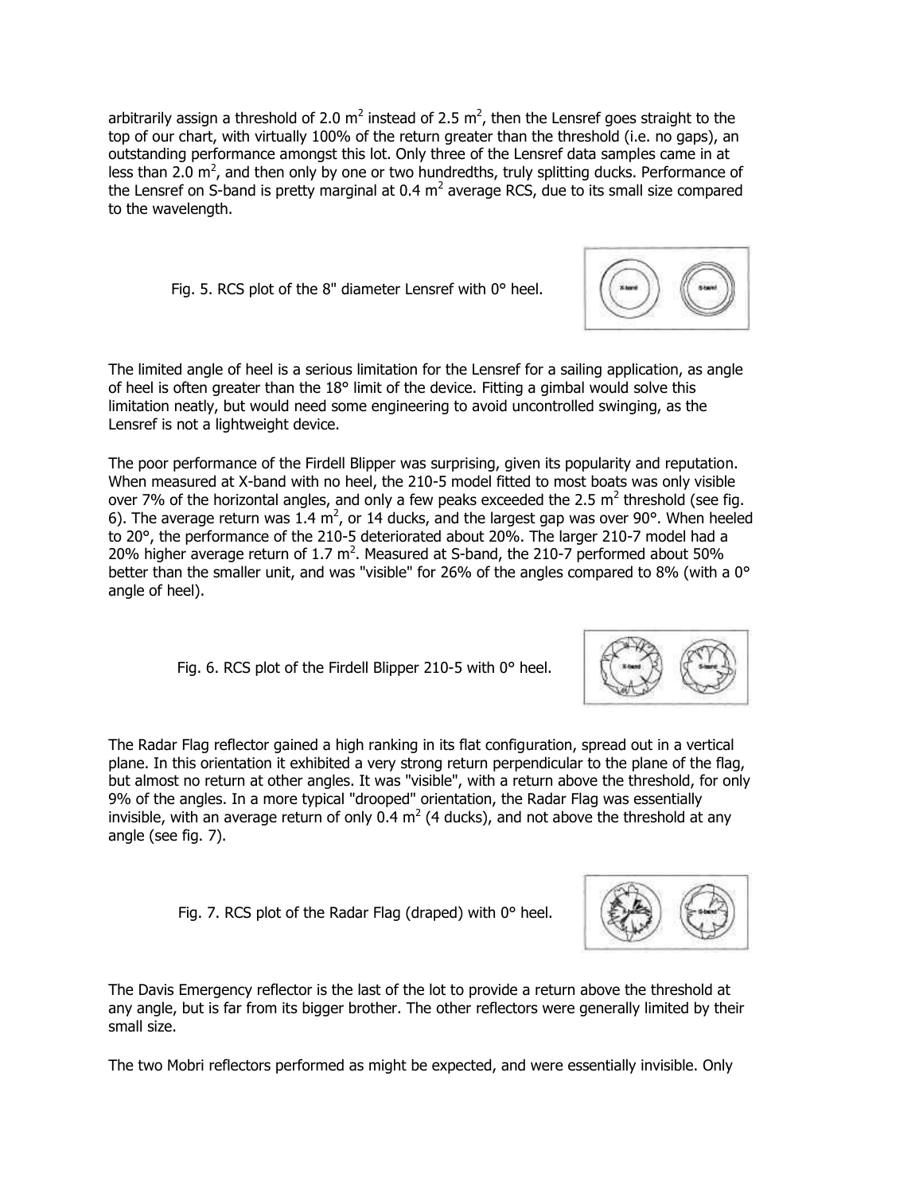arbitrarily assign a threshold of 2.0 $m^2$ instead of 2.5 $m^2$, then the Lensref goes straight to the top of our chart, with virtually 100% of the return greater than the threshold (i.e. no gaps), an outstanding performance amongst this lot. Only three of the Lensref data samples came in at less than 2.0 $m^2$, and then only by one or two hundredths, truly splitting ducks. Performance of the Lensref on S-band is pretty marginal at 0.4 $m^2$ average RCS, due to its small size compared to the wavelength.

Fig. 5. RCS plot of the 8" diameter Lensref with 0° heel.

The limited angle of heel is a serious limitation for the Lensref for a sailing application, as angle of heel is often greater than the 18° limit of the device. Fitting a gimbal would solve this limitation neatly, but would need some engineering to avoid uncontrolled swinging, as the Lensref is not a lightweight device.

The poor performance of the Firdell Blipper was surprising, given its popularity and reputation. When measured at X-band with no heel, the 210-5 model fitted to most boats was only visible over 7% of the horizontal angles, and only a few peaks exceeded the 2.5 $m^2$ threshold (see fig. 6). The average return was 1.4 $m^2$, or 14 ducks, and the largest gap was over 90°. When heeled to 20°, the performance of the 210-5 deteriorated about 20%. The larger 210-7 model had a 20% higher average return of 1.7 $m^2$. Measured at S-band, the 210-7 performed about 50% better than the smaller unit, and was "visible" for 26% of the angles compared to 8% (with a 0° angle of heel).

Fig. 6. RCS plot of the Firdell Blipper 210-5 with 0° heel.

The Radar Flag reflector gained a high ranking in its flat configuration, spread out in a vertical plane. In this orientation it exhibited a very strong return perpendicular to the plane of the flag, but almost no return at other angles. It was "visible", with a return above the threshold, for only 9% of the angles. In a more typical "drooped" orientation, the Radar Flag was essentially invisible, with an average return of only 0.4 $m^2$ (4 ducks), and not above the threshold at any angle (see fig. 7).

Fig. 7. RCS plot of the Radar Flag (draped) with 0° heel.

The Davis Emergency reflector is the last of the lot to provide a return above the threshold at any angle, but is far from its bigger brother. The other reflectors were generally limited by their small size.

The two Mobri reflectors performed as might be expected, and were essentially invisible. Only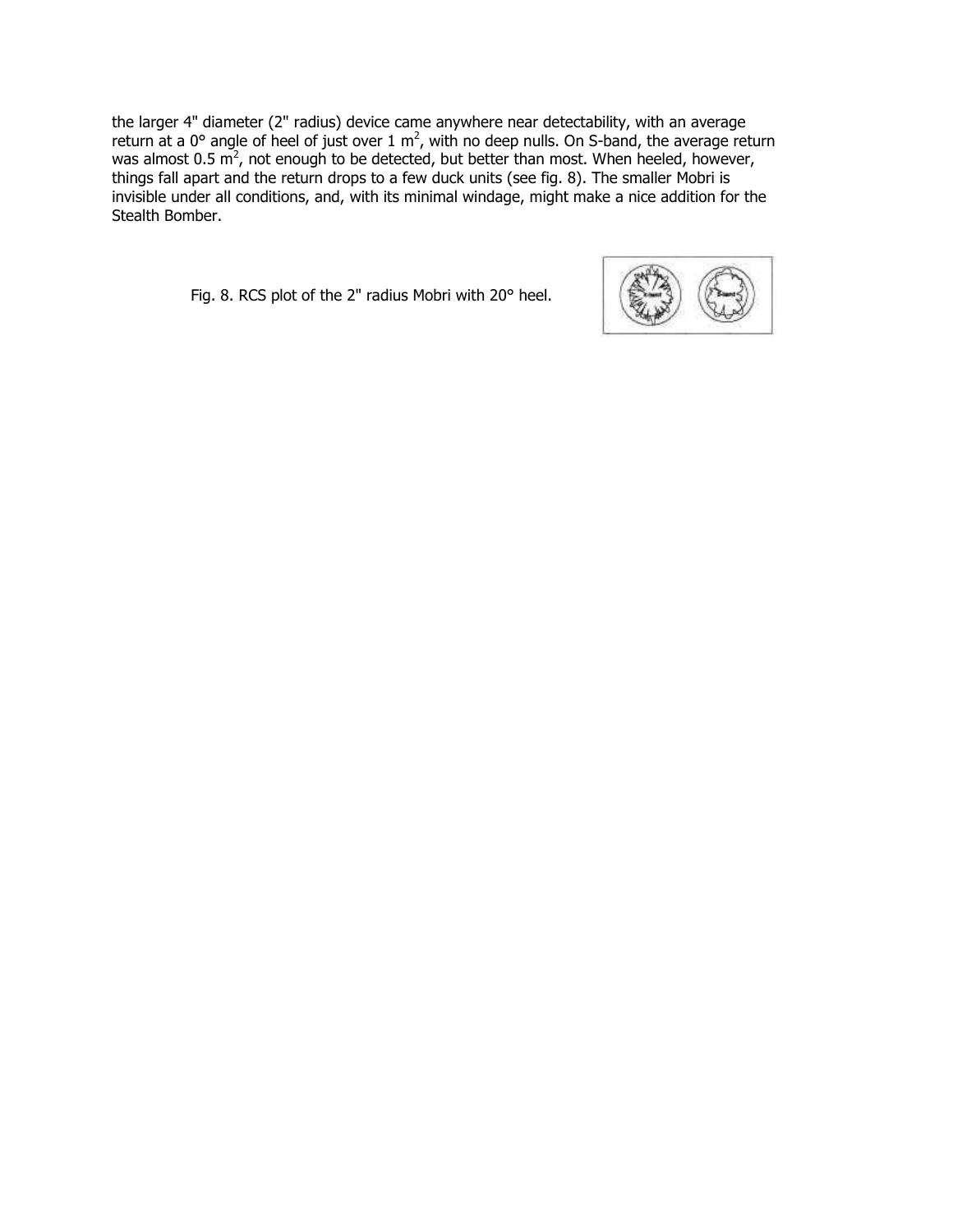the larger 4" diameter (2" radius) device came anywhere near detectability, with an average return at a 0° angle of heel of just over 1 $m^2$, with no deep nulls. On S-band, the average return was almost 0.5 $m^2$, not enough to be detected, but better than most. When heeled, however, things fall apart and the return drops to a few duck units (see fig. 8). The smaller Mobri is invisible under all conditions, and, with its minimal windage, might make a nice addition for the Stealth Bomber.

Fig. 8. RCS plot of the 2" radius Mobri with 20° heel.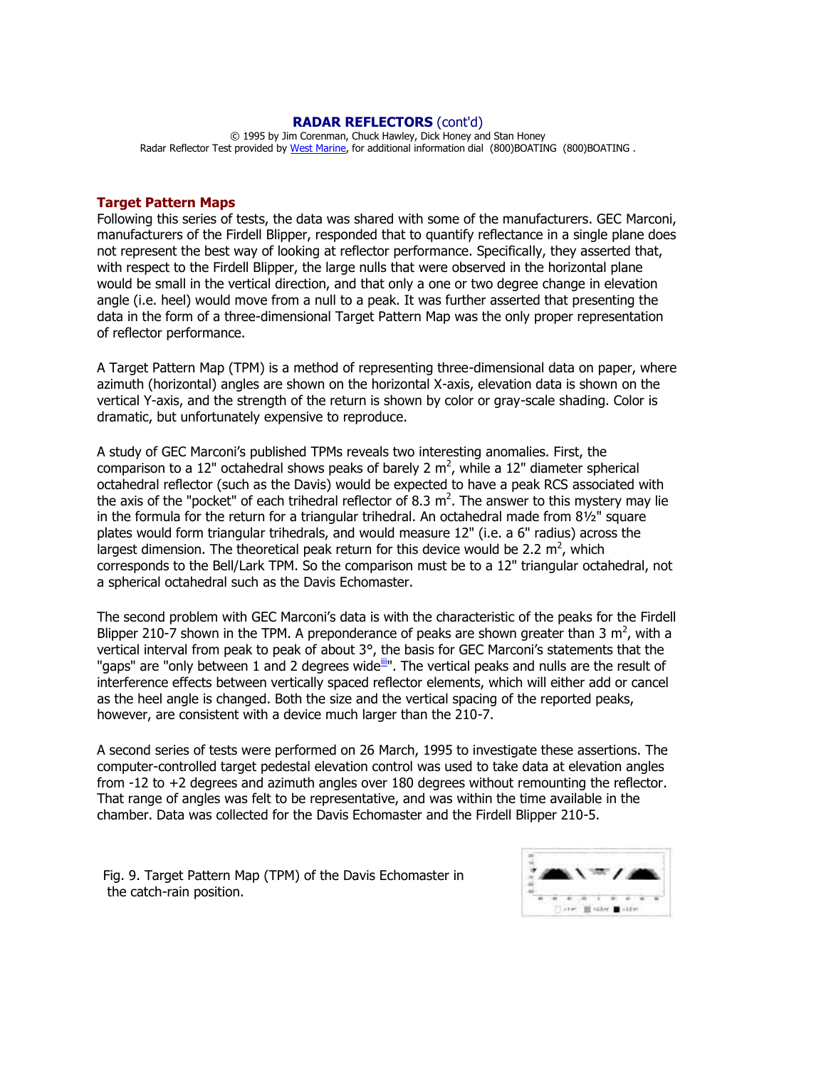**RADAR REFLECTORS** (cont'd)

© 1995 by Jim Corenman, Chuck Hawley, Dick Honey and Stan Honey
Radar Reflector Test provided by West Marine, for additional information dial (800)BOATING (800)BOATING .

### Target Pattern Maps

Following this series of tests, the data was shared with some of the manufacturers. GEC Marconi, manufacturers of the Firdell Blipper, responded that to quantify reflectance in a single plane does not represent the best way of looking at reflector performance. Specifically, they asserted that, with respect to the Firdell Blipper, the large nulls that were observed in the horizontal plane would be small in the vertical direction, and that only a one or two degree change in elevation angle (i.e. heel) would move from a null to a peak. It was further asserted that presenting the data in the form of a three-dimensional Target Pattern Map was the only proper representation of reflector performance.

A Target Pattern Map (TPM) is a method of representing three-dimensional data on paper, where azimuth (horizontal) angles are shown on the horizontal X-axis, elevation data is shown on the vertical Y-axis, and the strength of the return is shown by color or gray-scale shading. Color is dramatic, but unfortunately expensive to reproduce.

A study of GEC Marconi's published TPMs reveals two interesting anomalies. First, the comparison to a 12" octahedral shows peaks of barely 2 $m^2$, while a 12" diameter spherical octahedral reflector (such as the Davis) would be expected to have a peak RCS associated with the axis of the "pocket" of each trihedral reflector of 8.3 $m^2$. The answer to this mystery may lie in the formula for the return for a triangular trihedral. An octahedral made from 8½" square plates would form triangular trihedrals, and would measure 12" (i.e. a 6" radius) across the largest dimension. The theoretical peak return for this device would be 2.2 $m^2$, which corresponds to the Bell/Lark TPM. So the comparison must be to a 12" triangular octahedral, not a spherical octahedral such as the Davis Echomaster.

The second problem with GEC Marconi's data is with the characteristic of the peaks for the Firdell Blipper 210-7 shown in the TPM. A preponderance of peaks are shown greater than 3 $m^2$, with a vertical interval from peak to peak of about 3°, the basis for GEC Marconi's statements that the "gaps" are "only between 1 and 2 degrees wide[iii]". The vertical peaks and nulls are the result of interference effects between vertically spaced reflector elements, which will either add or cancel as the heel angle is changed. Both the size and the vertical spacing of the reported peaks, however, are consistent with a device much larger than the 210-7.

A second series of tests were performed on 26 March, 1995 to investigate these assertions. The computer-controlled target pedestal elevation control was used to take data at elevation angles from -12 to +2 degrees and azimuth angles over 180 degrees without remounting the reflector. That range of angles was felt to be representative, and was within the time available in the chamber. Data was collected for the Davis Echomaster and the Firdell Blipper 210-5.

Fig. 9. Target Pattern Map (TPM) of the Davis Echomaster in the catch-rain position.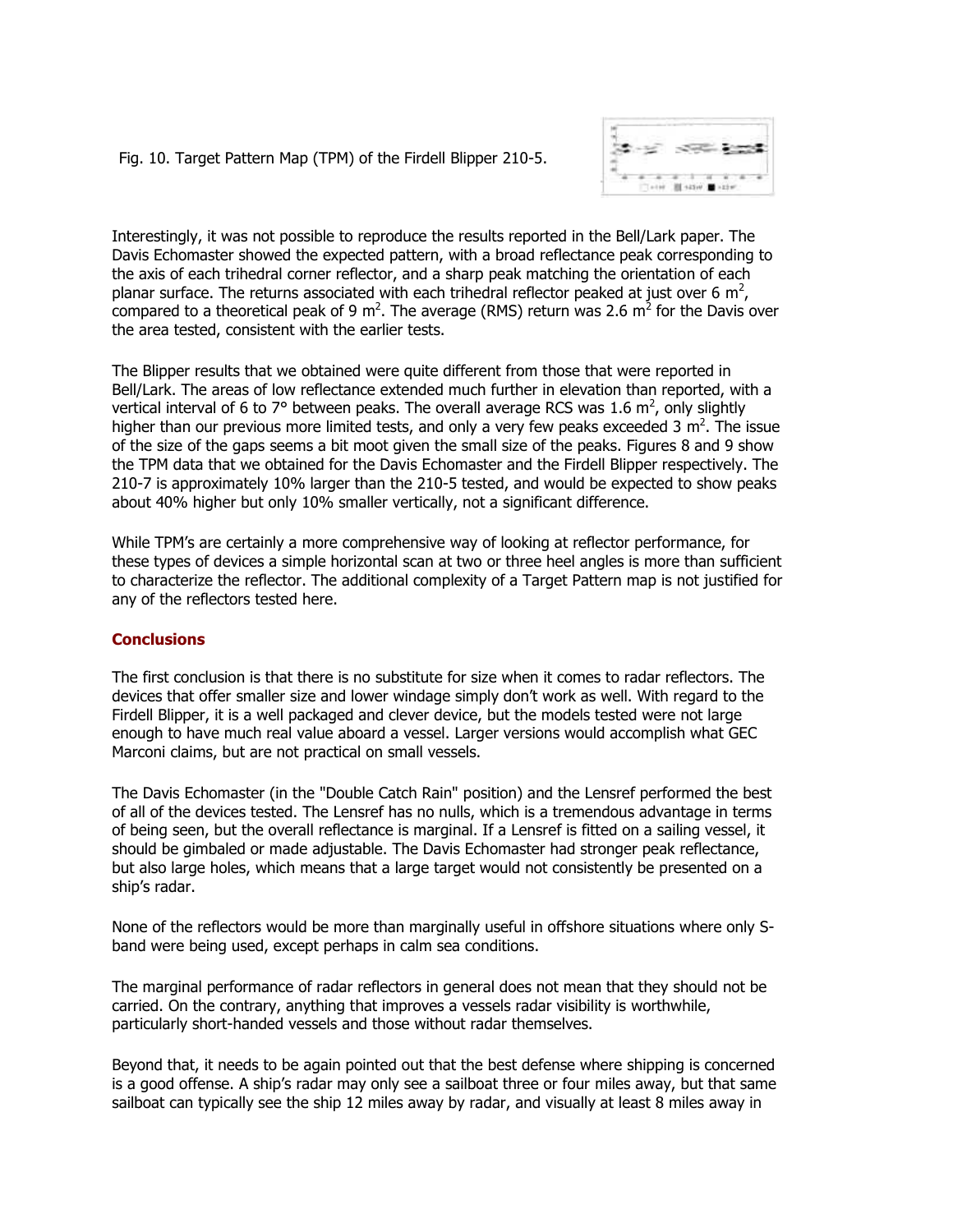Fig. 10. Target Pattern Map (TPM) of the Firdell Blipper 210-5.

Interestingly, it was not possible to reproduce the results reported in the Bell/Lark paper. The Davis Echomaster showed the expected pattern, with a broad reflectance peak corresponding to the axis of each trihedral corner reflector, and a sharp peak matching the orientation of each planar surface. The returns associated with each trihedral reflector peaked at just over 6 $m^2$, compared to a theoretical peak of 9 $m^2$. The average (RMS) return was 2.6 $m^2$ for the Davis over the area tested, consistent with the earlier tests.

The Blipper results that we obtained were quite different from those that were reported in Bell/Lark. The areas of low reflectance extended much further in elevation than reported, with a vertical interval of 6 to 7° between peaks. The overall average RCS was 1.6 $m^2$, only slightly higher than our previous more limited tests, and only a very few peaks exceeded 3 $m^2$. The issue of the size of the gaps seems a bit moot given the small size of the peaks. Figures 8 and 9 show the TPM data that we obtained for the Davis Echomaster and the Firdell Blipper respectively. The 210-7 is approximately 10% larger than the 210-5 tested, and would be expected to show peaks about 40% higher but only 10% smaller vertically, not a significant difference.

While TPM's are certainly a more comprehensive way of looking at reflector performance, for these types of devices a simple horizontal scan at two or three heel angles is more than sufficient to characterize the reflector. The additional complexity of a Target Pattern map is not justified for any of the reflectors tested here.

## Conclusions

The first conclusion is that there is no substitute for size when it comes to radar reflectors. The devices that offer smaller size and lower windage simply don't work as well. With regard to the Firdell Blipper, it is a well packaged and clever device, but the models tested were not large enough to have much real value aboard a vessel. Larger versions would accomplish what GEC Marconi claims, but are not practical on small vessels.

The Davis Echomaster (in the "Double Catch Rain" position) and the Lensref performed the best of all of the devices tested. The Lensref has no nulls, which is a tremendous advantage in terms of being seen, but the overall reflectance is marginal. If a Lensref is fitted on a sailing vessel, it should be gimbaled or made adjustable. The Davis Echomaster had stronger peak reflectance, but also large holes, which means that a large target would not consistently be presented on a ship's radar.

None of the reflectors would be more than marginally useful in offshore situations where only S-band were being used, except perhaps in calm sea conditions.

The marginal performance of radar reflectors in general does not mean that they should not be carried. On the contrary, anything that improves a vessels radar visibility is worthwhile, particularly short-handed vessels and those without radar themselves.

Beyond that, it needs to be again pointed out that the best defense where shipping is concerned is a good offense. A ship's radar may only see a sailboat three or four miles away, but that same sailboat can typically see the ship 12 miles away by radar, and visually at least 8 miles away in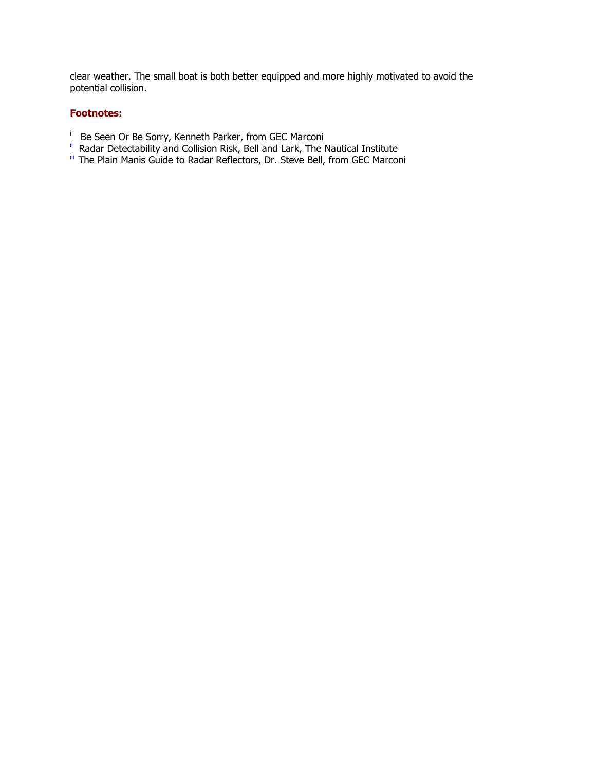clear weather. The small boat is both better equipped and more highly motivated to avoid the potential collision.

**Footnotes:**

[i] Be Seen Or Be Sorry, Kenneth Parker, from GEC Marconi
[ii] Radar Detectability and Collision Risk, Bell and Lark, The Nautical Institute
[iii] The Plain Manis Guide to Radar Reflectors, Dr. Steve Bell, from GEC Marconi